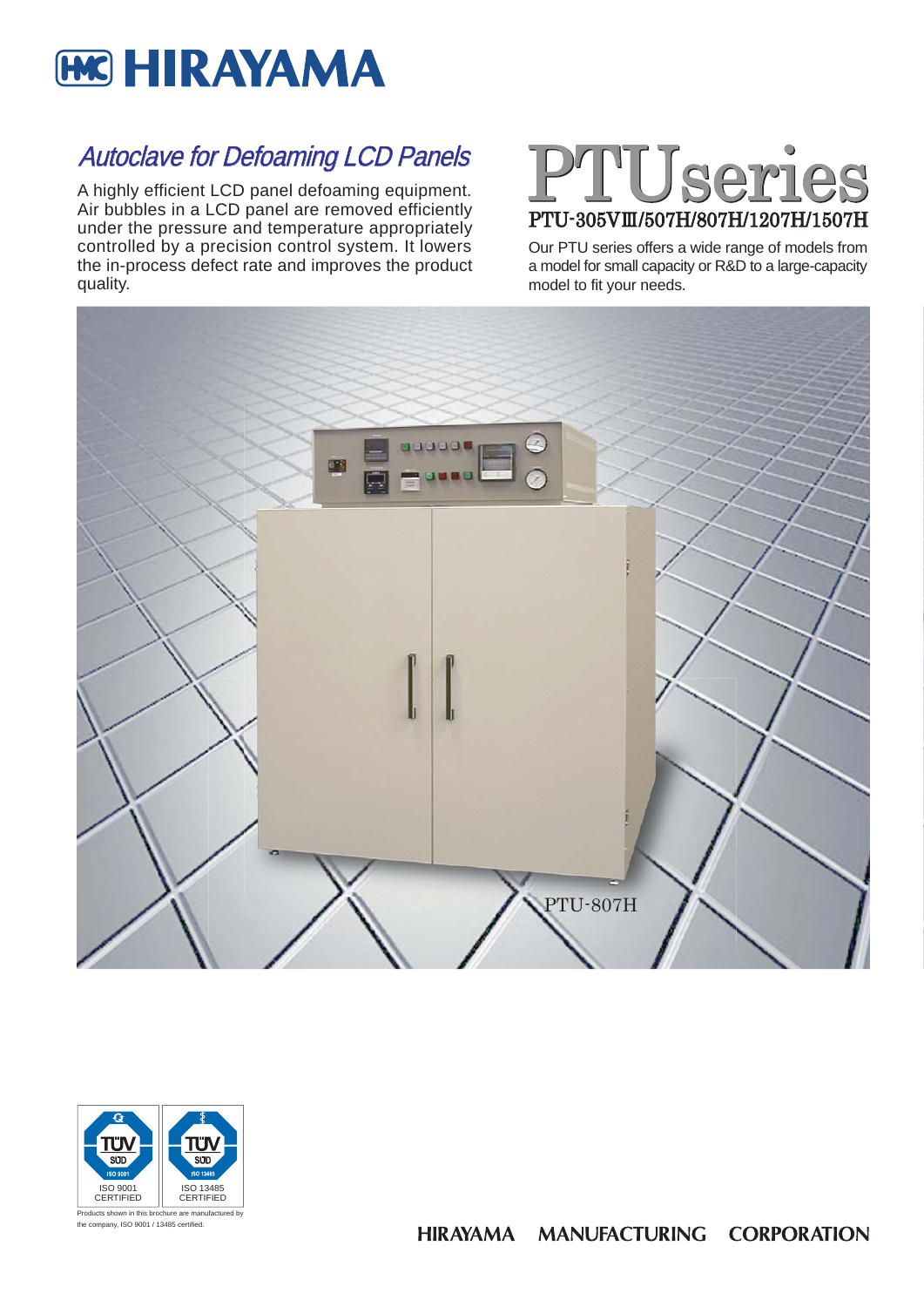# HIRAYAMA

## *Autoclave for Defoaming LCD Panels*

A highly efficient LCD panel defoaming equipment. Air bubbles in a LCD panel are removed efficiently under the pressure and temperature appropriately controlled by a precision control system. It lowers the in-process defect rate and improves the product quality.

# PTUseries

## PTU-305VⅢ/507H/807H/1207H/1507H

Our PTU series offers a wide range of models from a model for small capacity or R&D to a large-capacity model to fit your needs.

PTU-807H

ISO 9001 CERTIFIED

ISO 13485 CERTIFIED

Products shown in this brochure are manufactured by the company, ISO 9001 / 13485 certified.

HIRAYAMA MANUFACTURING CORPORATION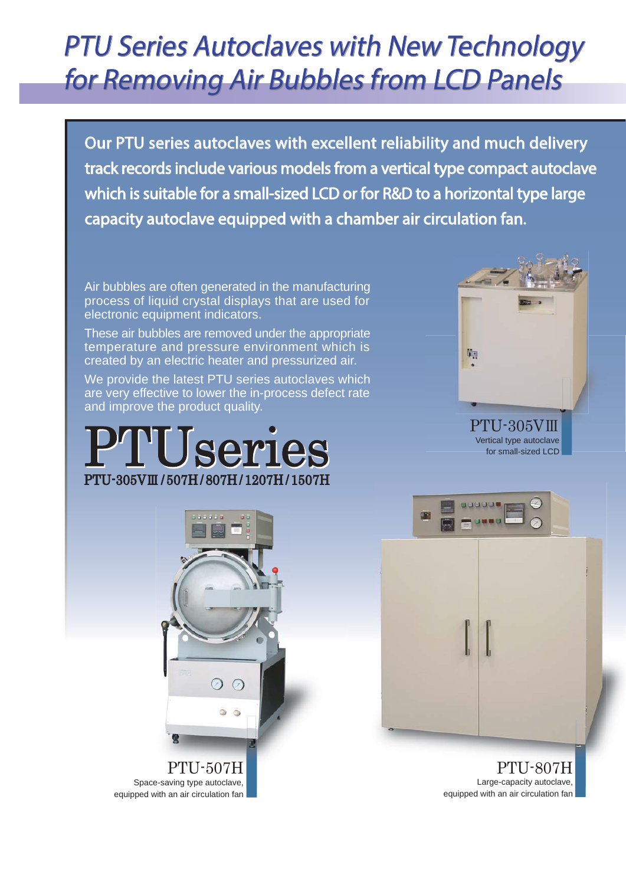# PTU Series Autoclaves with New Technology for Removing Air Bubbles from LCD Panels

**Our PTU series autoclaves with excellent reliability and much delivery track records include various models from a vertical type compact autoclave which is suitable for a small-sized LCD or for R&D to a horizontal type large capacity autoclave equipped with a chamber air circulation fan.**

Air bubbles are often generated in the manufacturing process of liquid crystal displays that are used for electronic equipment indicators.

These air bubbles are removed under the appropriate temperature and pressure environment which is created by an electric heater and pressurized air.

We provide the latest PTU series autoclaves which are very effective to lower the in-process defect rate and improve the product quality.

## PTUseries

PTU-305VⅢ/507H/807H/1207H/1507H

PTU-305VⅢ
Vertical type autoclave for small-sized LCD

PTU-507H
Space-saving type autoclave, equipped with an air circulation fan

PTU-807H
Large-capacity autoclave, equipped with an air circulation fan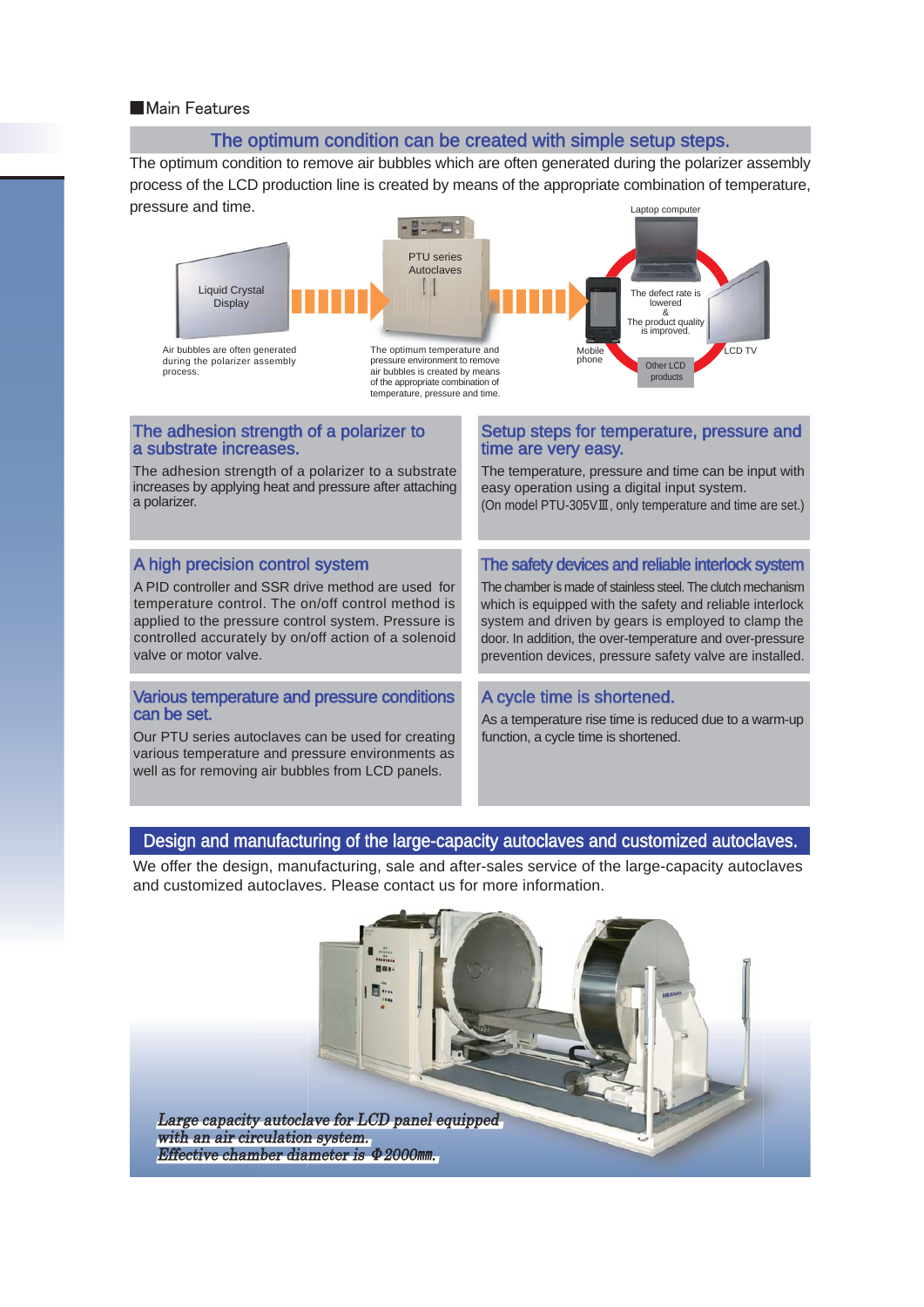## ■Main Features

### The optimum condition can be created with simple setup steps.

The optimum condition to remove air bubbles which are often generated during the polarizer assembly process of the LCD production line is created by means of the appropriate combination of temperature, pressure and time.

Liquid Crystal Display

Air bubbles are often generated during the polarizer assembly process.

PTU series Autoclaves

The optimum temperature and pressure environment to remove air bubbles is created by means of the appropriate combination of temperature, pressure and time.

Laptop computer

The defect rate is lowered & The product quality is improved.

Mobile phone

LCD TV

Other LCD products

### The adhesion strength of a polarizer to a substrate increases.

The adhesion strength of a polarizer to a substrate increases by applying heat and pressure after attaching a polarizer.

### Setup steps for temperature, pressure and time are very easy.

The temperature, pressure and time can be input with easy operation using a digital input system.
(On model PTU-305VⅢ, only temperature and time are set.)

### A high precision control system

A PID controller and SSR drive method are used for temperature control. The on/off control method is applied to the pressure control system. Pressure is controlled accurately by on/off action of a solenoid valve or motor valve.

### The safety devices and reliable interlock system

The chamber is made of stainless steel. The clutch mechanism which is equipped with the safety and reliable interlock system and driven by gears is employed to clamp the door. In addition, the over-temperature and over-pressure prevention devices, pressure safety valve are installed.

### Various temperature and pressure conditions can be set.

Our PTU series autoclaves can be used for creating various temperature and pressure environments as well as for removing air bubbles from LCD panels.

### A cycle time is shortened.

As a temperature rise time is reduced due to a warm-up function, a cycle time is shortened.

## Design and manufacturing of the large-capacity autoclaves and customized autoclaves.

We offer the design, manufacturing, sale and after-sales service of the large-capacity autoclaves and customized autoclaves. Please contact us for more information.

*Large capacity autoclave for LCD panel equipped with an air circulation system.*
*Effective chamber diameter is Φ2000㎜.*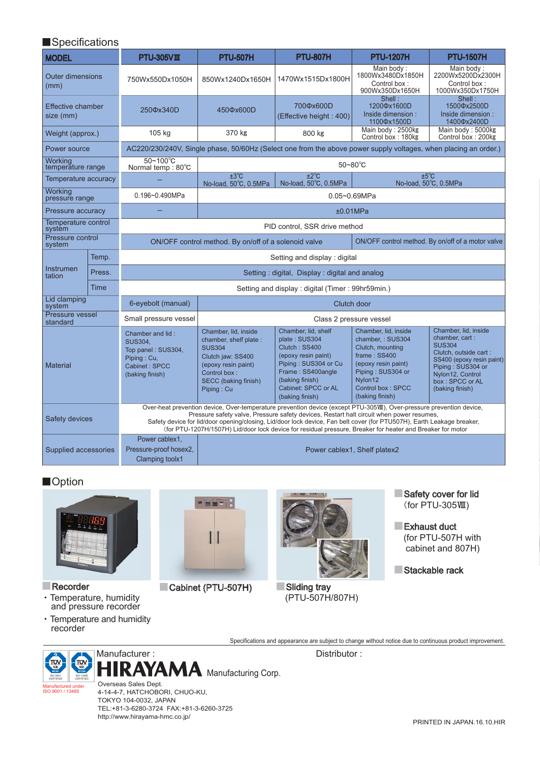## ■Specifications

| MODEL | | PTU-305VⅢ | PTU-507H | PTU-807H | PTU-1207H | PTU-1507H |
|---|---|---|---|---|---|---|
| Outer dimensions (mm) | | 750Wx550Dx1050H | 850Wx1240Dx1650H | 1470Wx1515Dx1800H | Main body : 1800Wx3480Dx1850H Control box : 900Wx350Dx1650H | Main body : 2200Wx5200Dx2300H Control box : 1000Wx350Dx1750H |
| Effective chamber size (mm) | | 250Φx340D | 450Φx600D | 700Φx600D (Effective height : 400) | Shell : 1200Φx1600D Inside dimension : 1100Φx1500D | Shell : 1500Φx2500D Inside dimension : 1400Φx2400D |
| Weight (approx.) | | 105 kg | 370 kg | 800 kg | Main body : 2500kg Control box : 180kg | Main body : 5000kg Control box : 200kg |
| Power source | | AC220/230/240V, Single phase, 50/60Hz (Select one from the above power supply voltages, when placing an order.) | | | | |
| Working temperature range | | 50~100℃ Normal temp : 80℃ | 50~80℃ | | | |
| Temperature accuracy | | – | ±3℃ No-load, 50℃, 0.5MPa | ±2℃ No-load, 50℃, 0.5MPa | ±5℃ No-load, 50℃, 0.5MPa | |
| Working pressure range | | 0.196~0.490MPa | 0.05~0.69MPa | | | |
| Pressure accuracy | | – | ±0.01MPa | | | |
| Temperature control system | | PID control, SSR drive method | | | | |
| Pressure control system | | ON/OFF control method. By on/off of a solenoid valve | | | ON/OFF control method. By on/off of a motor valve | |
| Instrumentation | Temp. | Setting and display : digital | | | | |
| | Press. | Setting : digital, Display : digital and analog | | | | |
| | Time | Setting and display : digital (Timer : 99hr59min.) | | | | |
| Lid clamping system | | 6-eyebolt (manual) | Clutch door | | | |
| Pressure vessel standard | | Small pressure vessel | Class 2 pressure vessel | | | |
| Material | | Chamber and lid : SUS304, Top panel : SUS304, Piping : Cu, Cabinet : SPCC (baking finish) | Chamber, lid, inside chamber, shelf plate : SUS304 Clutch jaw: SS400 (epoxy resin paint) Control box : SECC (baking finish) Piping : Cu | Chamber, lid, shelf plate : SUS304 Clutch : SS400 (epoxy resin paint) Piping : SUS304 or Cu Frame : SS400angle (baking finish) Cabinet: SPCC or AL (baking finish) | Chamber, lid, inside chamber, : SUS304 Clutch, mounting frame : SS400 (epoxy resin paint) Piping : SUS304 or Nylon12 Control box : SPCC (baking finish) | Chamber, lid, inside chamber, cart : SUS304 Clutch, outside cart : SS400 (epoxy resin paint) Piping : SUS304 or Nylon12, Control box : SPCC or AL (baking finish) |
| Safety devices | | Over-heat prevention device, Over-temperature prevention device (except PTU-305VⅢ), Over-pressure prevention device, Pressure safety valve, Pressure safety devices, Restart halt circuit when power resumes, Safety device for lid/door opening/closing, Lid/door lock device, Fan belt cover (for PTU507H), Earth Leakage breaker, (for PTU-1207H/1507H) Lid/door lock device for residual pressure, Breaker for heater and Breaker for motor | | | | |
| Supplied accessories | | Power cablex1, Pressure-proof hosex2, Clamping toolx1 | Power cablex1, Shelf platex2 | | | |

## ■Option

**Recorder**
- Temperature, humidity and pressure recorder
- Temperature and humidity recorder

**Cabinet (PTU-507H)**

**Sliding tray** (PTU-507H/807H)

**Safety cover for lid** (for PTU-305VⅢ)

**Exhaust duct** (for PTU-507H with cabinet and 807H)

**Stackable rack**

Specifications and appearance are subject to change without notice due to continuous product improvement.

Manufactured under ISO 9001 / 13485

Manufacturer :

**HIRAYAMA** Manufacturing Corp.

Overseas Sales Dept.
4-14-4-7, HATCHOBORI, CHUO-KU,
TOKYO 104-0032, JAPAN
TEL:+81-3-6280-3724 FAX:+81-3-6260-3725
http://www.hirayama-hmc.co.jp/

Distributor :

PRINTED IN JAPAN.16.10.HIR